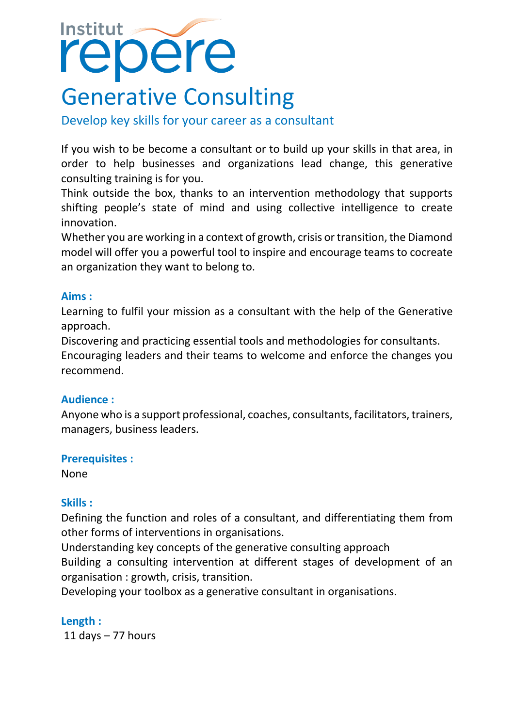Institut repere

# Generative Consulting

## Develop key skills for your career as a consultant

If you wish to be become a consultant or to build up your skills in that area, in order to help businesses and organizations lead change, this generative consulting training is for you.
Think outside the box, thanks to an intervention methodology that supports shifting people's state of mind and using collective intelligence to create innovation.
Whether you are working in a context of growth, crisis or transition, the Diamond model will offer you a powerful tool to inspire and encourage teams to cocreate an organization they want to belong to.

### Aims :

Learning to fulfil your mission as a consultant with the help of the Generative approach.
Discovering and practicing essential tools and methodologies for consultants.
Encouraging leaders and their teams to welcome and enforce the changes you recommend.

### Audience :

Anyone who is a support professional, coaches, consultants, facilitators, trainers, managers, business leaders.

### Prerequisites :

None

### Skills :

Defining the function and roles of a consultant, and differentiating them from other forms of interventions in organisations.
Understanding key concepts of the generative consulting approach
Building a consulting intervention at different stages of development of an organisation : growth, crisis, transition.
Developing your toolbox as a generative consultant in organisations.

### Length :

11 days – 77 hours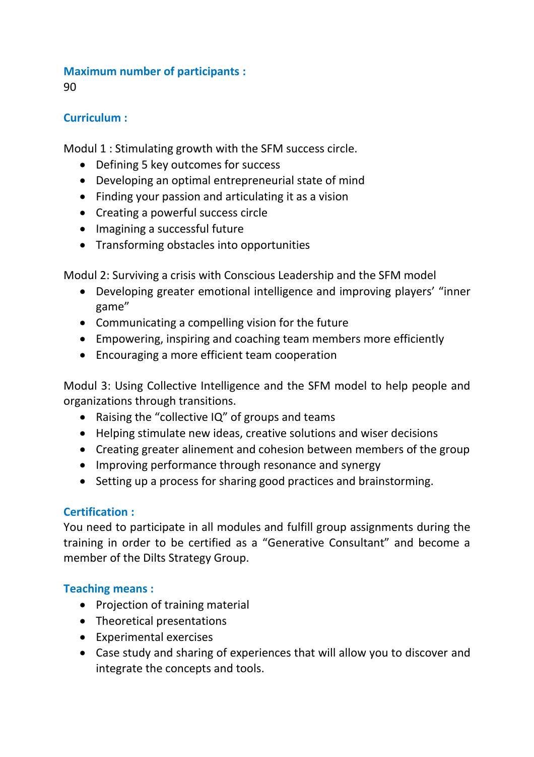**Maximum number of participants :**
90

**Curriculum :**

Modul 1 : Stimulating growth with the SFM success circle.

- Defining 5 key outcomes for success
- Developing an optimal entrepreneurial state of mind
- Finding your passion and articulating it as a vision
- Creating a powerful success circle
- Imagining a successful future
- Transforming obstacles into opportunities

Modul 2: Surviving a crisis with Conscious Leadership and the SFM model

- Developing greater emotional intelligence and improving players' "inner game"
- Communicating a compelling vision for the future
- Empowering, inspiring and coaching team members more efficiently
- Encouraging a more efficient team cooperation

Modul 3: Using Collective Intelligence and the SFM model to help people and organizations through transitions.

- Raising the "collective IQ" of groups and teams
- Helping stimulate new ideas, creative solutions and wiser decisions
- Creating greater alinement and cohesion between members of the group
- Improving performance through resonance and synergy
- Setting up a process for sharing good practices and brainstorming.

**Certification :**
You need to participate in all modules and fulfill group assignments during the training in order to be certified as a "Generative Consultant" and become a member of the Dilts Strategy Group.

**Teaching means :**

- Projection of training material
- Theoretical presentations
- Experimental exercises
- Case study and sharing of experiences that will allow you to discover and integrate the concepts and tools.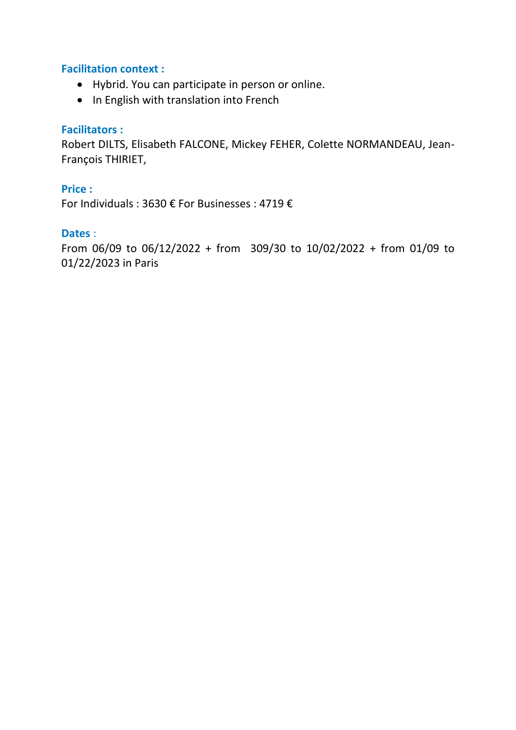**Facilitation context :**

- Hybrid. You can participate in person or online.
- In English with translation into French

**Facilitators :**

Robert DILTS, Elisabeth FALCONE, Mickey FEHER, Colette NORMANDEAU, Jean-François THIRIET,

**Price :**

For Individuals : 3630 € For Businesses : 4719 €

**Dates** :

From 06/09 to 06/12/2022 + from 309/30 to 10/02/2022 + from 01/09 to 01/22/2023 in Paris